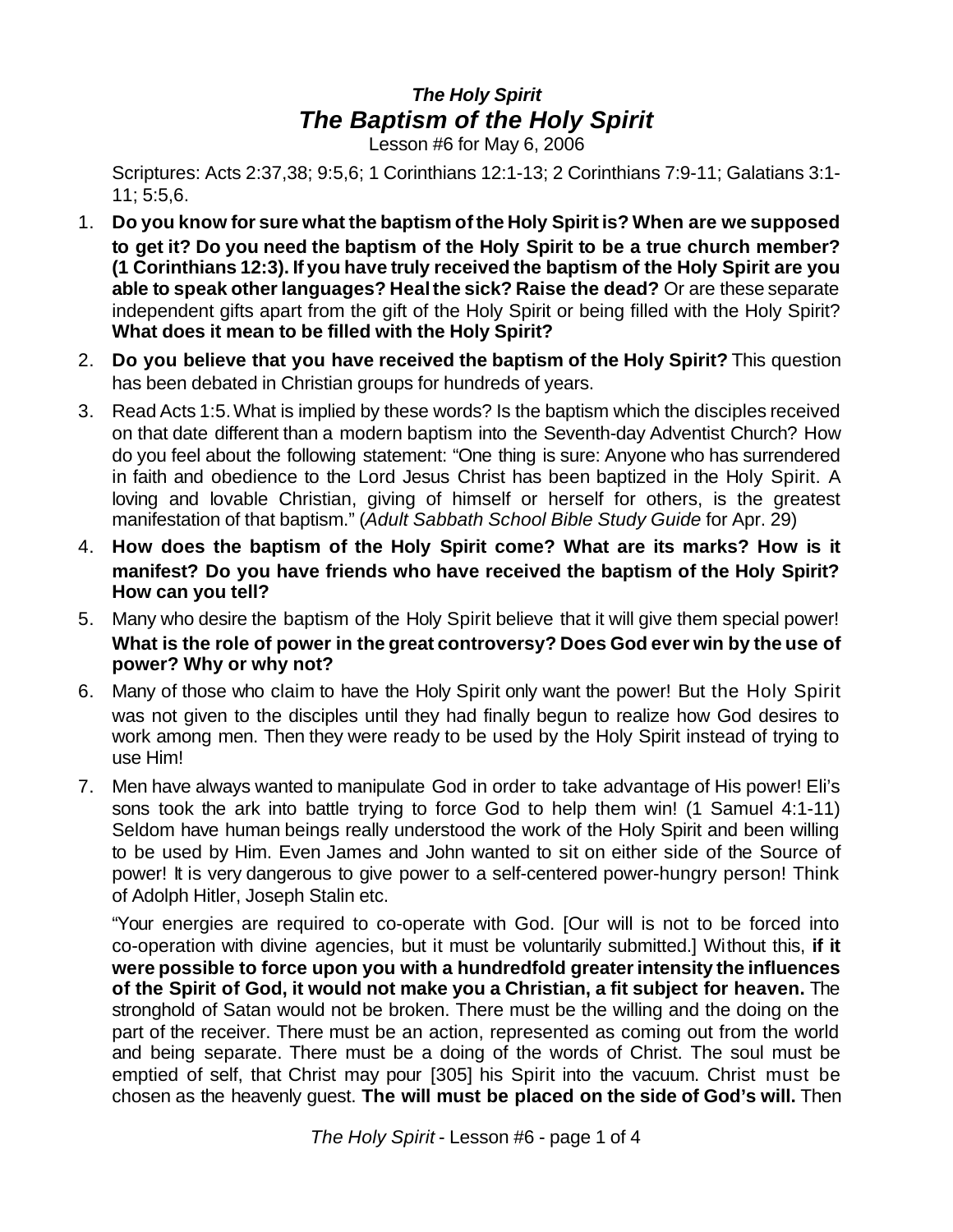***The Holy Spirit***

# *The Baptism of the Holy Spirit*

Lesson #6 for May 6, 2006

Scriptures: Acts 2:37,38; 9:5,6; 1 Corinthians 12:1-13; 2 Corinthians 7:9-11; Galatians 3:1-11; 5:5,6.

1. **Do you know for sure what the baptism of the Holy Spirit is? When are we supposed to get it? Do you need the baptism of the Holy Spirit to be a true church member? (1 Corinthians 12:3). If you have truly received the baptism of the Holy Spirit are you able to speak other languages? Heal the sick? Raise the dead?** Or are these separate independent gifts apart from the gift of the Holy Spirit or being filled with the Holy Spirit? **What does it mean to be filled with the Holy Spirit?**
2. **Do you believe that you have received the baptism of the Holy Spirit?** This question has been debated in Christian groups for hundreds of years.
3. Read Acts 1:5. What is implied by these words? Is the baptism which the disciples received on that date different than a modern baptism into the Seventh-day Adventist Church? How do you feel about the following statement: "One thing is sure: Anyone who has surrendered in faith and obedience to the Lord Jesus Christ has been baptized in the Holy Spirit. A loving and lovable Christian, giving of himself or herself for others, is the greatest manifestation of that baptism." (*Adult Sabbath School Bible Study Guide* for Apr. 29)
4. **How does the baptism of the Holy Spirit come? What are its marks? How is it manifest? Do you have friends who have received the baptism of the Holy Spirit? How can you tell?**
5. Many who desire the baptism of the Holy Spirit believe that it will give them special power! **What is the role of power in the great controversy? Does God ever win by the use of power? Why or why not?**
6. Many of those who claim to have the Holy Spirit only want the power! But the Holy Spirit was not given to the disciples until they had finally begun to realize how God desires to work among men. Then they were ready to be used by the Holy Spirit instead of trying to use Him!
7. Men have always wanted to manipulate God in order to take advantage of His power! Eli's sons took the ark into battle trying to force God to help them win! (1 Samuel 4:1-11) Seldom have human beings really understood the work of the Holy Spirit and been willing to be used by Him. Even James and John wanted to sit on either side of the Source of power! It is very dangerous to give power to a self-centered power-hungry person! Think of Adolph Hitler, Joseph Stalin etc.

   "Your energies are required to co-operate with God. [Our will is not to be forced into co-operation with divine agencies, but it must be voluntarily submitted.] Without this, **if it were possible to force upon you with a hundredfold greater intensity the influences of the Spirit of God, it would not make you a Christian, a fit subject for heaven.** The stronghold of Satan would not be broken. There must be the willing and the doing on the part of the receiver. There must be an action, represented as coming out from the world and being separate. There must be a doing of the words of Christ. The soul must be emptied of self, that Christ may pour [305] his Spirit into the vacuum. Christ must be chosen as the heavenly guest. **The will must be placed on the side of God's will.** Then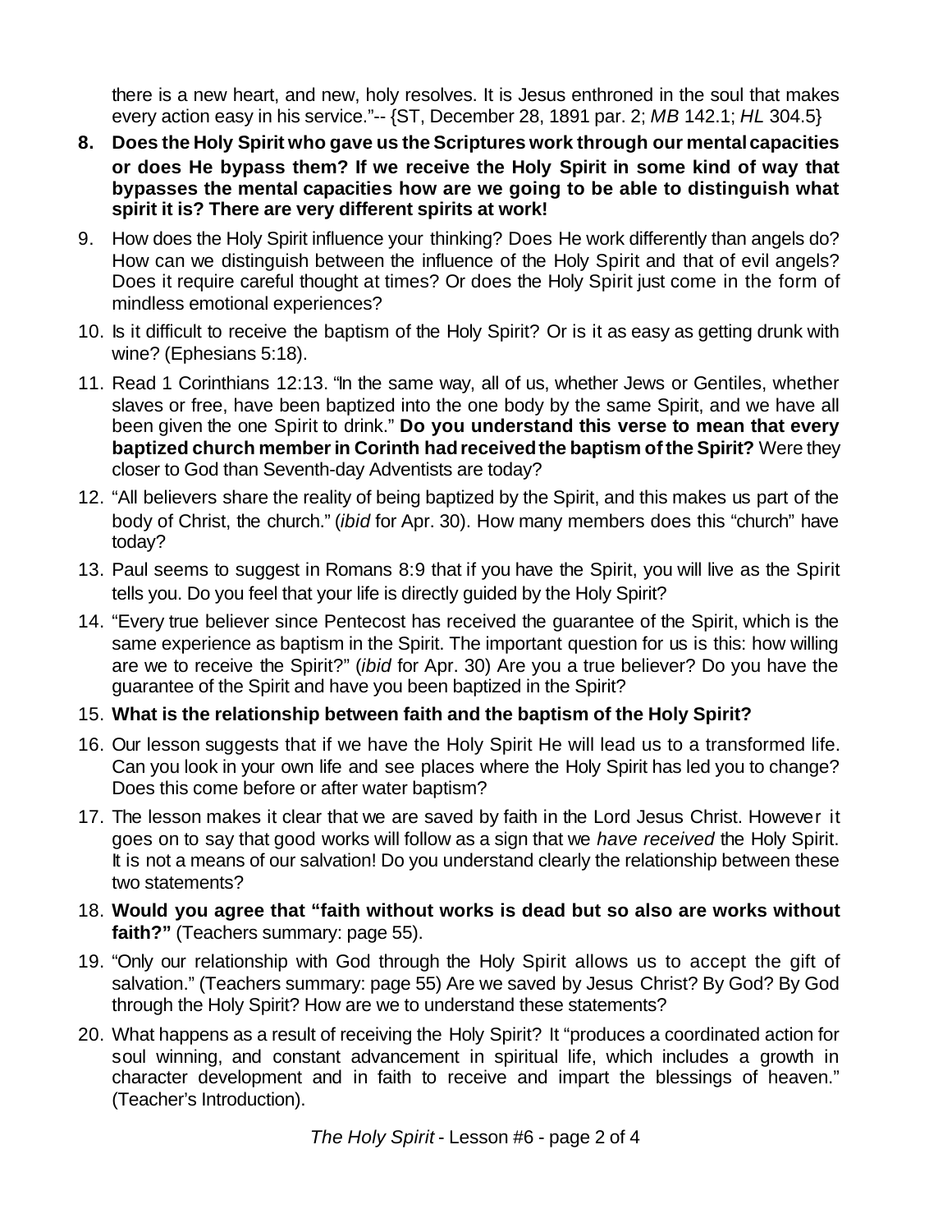there is a new heart, and new, holy resolves. It is Jesus enthroned in the soul that makes every action easy in his service."-- {ST, December 28, 1891 par. 2; *MB* 142.1; *HL* 304.5}

8. **Does the Holy Spirit who gave us the Scriptures work through our mental capacities or does He bypass them? If we receive the Holy Spirit in some kind of way that bypasses the mental capacities how are we going to be able to distinguish what spirit it is? There are very different spirits at work!**
9. How does the Holy Spirit influence your thinking? Does He work differently than angels do? How can we distinguish between the influence of the Holy Spirit and that of evil angels? Does it require careful thought at times? Or does the Holy Spirit just come in the form of mindless emotional experiences?
10. Is it difficult to receive the baptism of the Holy Spirit? Or is it as easy as getting drunk with wine? (Ephesians 5:18).
11. Read 1 Corinthians 12:13. "In the same way, all of us, whether Jews or Gentiles, whether slaves or free, have been baptized into the one body by the same Spirit, and we have all been given the one Spirit to drink." **Do you understand this verse to mean that every baptized church member in Corinth had received the baptism of the Spirit?** Were they closer to God than Seventh-day Adventists are today?
12. "All believers share the reality of being baptized by the Spirit, and this makes us part of the body of Christ, the church." (*ibid* for Apr. 30). How many members does this "church" have today?
13. Paul seems to suggest in Romans 8:9 that if you have the Spirit, you will live as the Spirit tells you. Do you feel that your life is directly guided by the Holy Spirit?
14. "Every true believer since Pentecost has received the guarantee of the Spirit, which is the same experience as baptism in the Spirit. The important question for us is this: how willing are we to receive the Spirit?" (*ibid* for Apr. 30) Are you a true believer? Do you have the guarantee of the Spirit and have you been baptized in the Spirit?
15. **What is the relationship between faith and the baptism of the Holy Spirit?**
16. Our lesson suggests that if we have the Holy Spirit He will lead us to a transformed life. Can you look in your own life and see places where the Holy Spirit has led you to change? Does this come before or after water baptism?
17. The lesson makes it clear that we are saved by faith in the Lord Jesus Christ. However it goes on to say that good works will follow as a sign that we *have received* the Holy Spirit. It is not a means of our salvation! Do you understand clearly the relationship between these two statements?
18. **Would you agree that "faith without works is dead but so also are works without faith?"** (Teachers summary: page 55).
19. "Only our relationship with God through the Holy Spirit allows us to accept the gift of salvation." (Teachers summary: page 55) Are we saved by Jesus Christ? By God? By God through the Holy Spirit? How are we to understand these statements?
20. What happens as a result of receiving the Holy Spirit? It "produces a coordinated action for soul winning, and constant advancement in spiritual life, which includes a growth in character development and in faith to receive and impart the blessings of heaven." (Teacher's Introduction).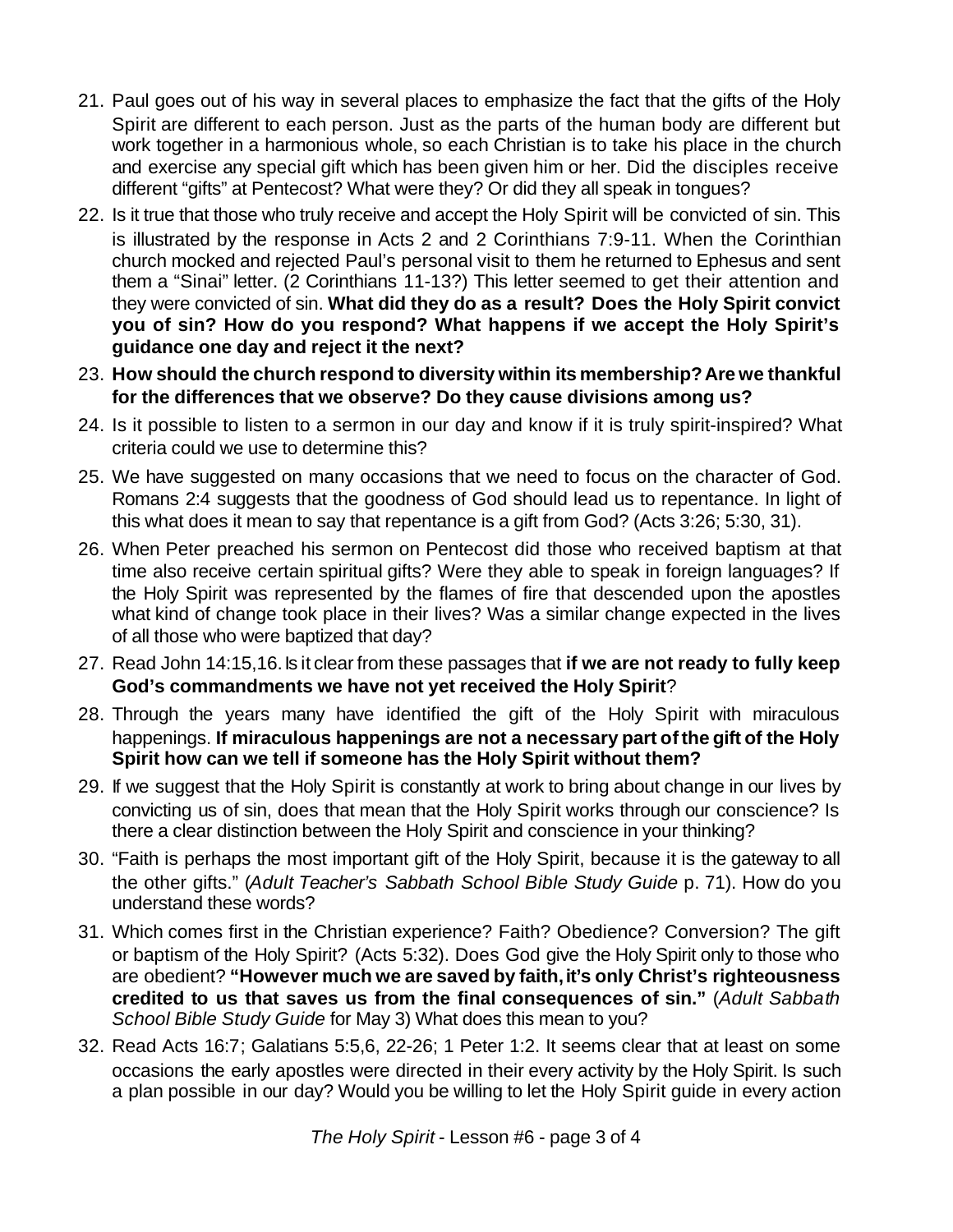21. Paul goes out of his way in several places to emphasize the fact that the gifts of the Holy Spirit are different to each person. Just as the parts of the human body are different but work together in a harmonious whole, so each Christian is to take his place in the church and exercise any special gift which has been given him or her. Did the disciples receive different "gifts" at Pentecost? What were they? Or did they all speak in tongues?

22. Is it true that those who truly receive and accept the Holy Spirit will be convicted of sin. This is illustrated by the response in Acts 2 and 2 Corinthians 7:9-11. When the Corinthian church mocked and rejected Paul's personal visit to them he returned to Ephesus and sent them a "Sinai" letter. (2 Corinthians 11-13?) This letter seemed to get their attention and they were convicted of sin. **What did they do as a result? Does the Holy Spirit convict you of sin? How do you respond? What happens if we accept the Holy Spirit's guidance one day and reject it the next?**

23. **How should the church respond to diversity within its membership? Are we thankful for the differences that we observe? Do they cause divisions among us?**

24. Is it possible to listen to a sermon in our day and know if it is truly spirit-inspired? What criteria could we use to determine this?

25. We have suggested on many occasions that we need to focus on the character of God. Romans 2:4 suggests that the goodness of God should lead us to repentance. In light of this what does it mean to say that repentance is a gift from God? (Acts 3:26; 5:30, 31).

26. When Peter preached his sermon on Pentecost did those who received baptism at that time also receive certain spiritual gifts? Were they able to speak in foreign languages? If the Holy Spirit was represented by the flames of fire that descended upon the apostles what kind of change took place in their lives? Was a similar change expected in the lives of all those who were baptized that day?

27. Read John 14:15,16. Is it clear from these passages that **if we are not ready to fully keep God's commandments we have not yet received the Holy Spirit**?

28. Through the years many have identified the gift of the Holy Spirit with miraculous happenings. **If miraculous happenings are not a necessary part of the gift of the Holy Spirit how can we tell if someone has the Holy Spirit without them?**

29. If we suggest that the Holy Spirit is constantly at work to bring about change in our lives by convicting us of sin, does that mean that the Holy Spirit works through our conscience? Is there a clear distinction between the Holy Spirit and conscience in your thinking?

30. "Faith is perhaps the most important gift of the Holy Spirit, because it is the gateway to all the other gifts." (*Adult Teacher's Sabbath School Bible Study Guide* p. 71). How do you understand these words?

31. Which comes first in the Christian experience? Faith? Obedience? Conversion? The gift or baptism of the Holy Spirit? (Acts 5:32). Does God give the Holy Spirit only to those who are obedient? **"However much we are saved by faith, it's only Christ's righteousness credited to us that saves us from the final consequences of sin."** (*Adult Sabbath School Bible Study Guide* for May 3) What does this mean to you?

32. Read Acts 16:7; Galatians 5:5,6, 22-26; 1 Peter 1:2. It seems clear that at least on some occasions the early apostles were directed in their every activity by the Holy Spirit. Is such a plan possible in our day? Would you be willing to let the Holy Spirit guide in every action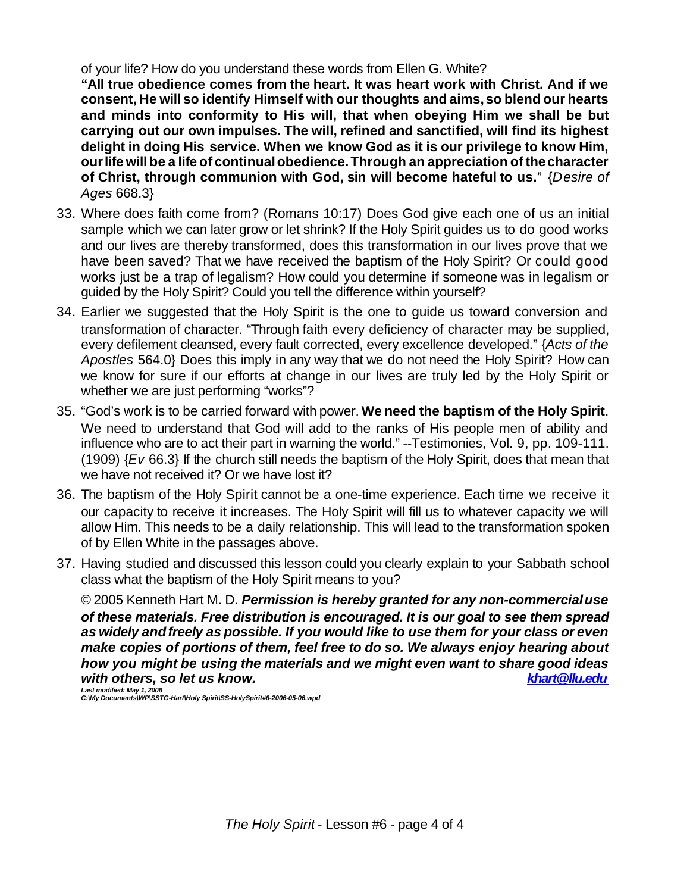of your life? How do you understand these words from Ellen G. White?

**"All true obedience comes from the heart. It was heart work with Christ. And if we consent, He will so identify Himself with our thoughts and aims, so blend our hearts and minds into conformity to His will, that when obeying Him we shall be but carrying out our own impulses. The will, refined and sanctified, will find its highest delight in doing His service. When we know God as it is our privilege to know Him, our life will be a life of continual obedience. Through an appreciation of the character of Christ, through communion with God, sin will become hateful to us.**" {*Desire of Ages* 668.3}

33. Where does faith come from? (Romans 10:17) Does God give each one of us an initial sample which we can later grow or let shrink? If the Holy Spirit guides us to do good works and our lives are thereby transformed, does this transformation in our lives prove that we have been saved? That we have received the baptism of the Holy Spirit? Or could good works just be a trap of legalism? How could you determine if someone was in legalism or guided by the Holy Spirit? Could you tell the difference within yourself?

34. Earlier we suggested that the Holy Spirit is the one to guide us toward conversion and transformation of character. "Through faith every deficiency of character may be supplied, every defilement cleansed, every fault corrected, every excellence developed." {*Acts of the Apostles* 564.0} Does this imply in any way that we do not need the Holy Spirit? How can we know for sure if our efforts at change in our lives are truly led by the Holy Spirit or whether we are just performing "works"?

35. "God's work is to be carried forward with power. **We need the baptism of the Holy Spirit**. We need to understand that God will add to the ranks of His people men of ability and influence who are to act their part in warning the world." --Testimonies, Vol. 9, pp. 109-111. (1909) {*Ev* 66.3} If the church still needs the baptism of the Holy Spirit, does that mean that we have not received it? Or we have lost it?

36. The baptism of the Holy Spirit cannot be a one-time experience. Each time we receive it our capacity to receive it increases. The Holy Spirit will fill us to whatever capacity we will allow Him. This needs to be a daily relationship. This will lead to the transformation spoken of by Ellen White in the passages above.

37. Having studied and discussed this lesson could you clearly explain to your Sabbath school class what the baptism of the Holy Spirit means to you?

© 2005 Kenneth Hart M. D. ***Permission is hereby granted for any non-commercial use of these materials. Free distribution is encouraged. It is our goal to see them spread as widely and freely as possible. If you would like to use them for your class or even make copies of portions of them, feel free to do so. We always enjoy hearing about how you might be using the materials and we might even want to share good ideas with others, so let us know.*** ***khart@llu.edu***

***Last modified: May 1, 2006***
***C:\My Documents\WP\SSTG-Hart\Holy Spirit\SS-HolySpirit#6-2006-05-06.wpd***